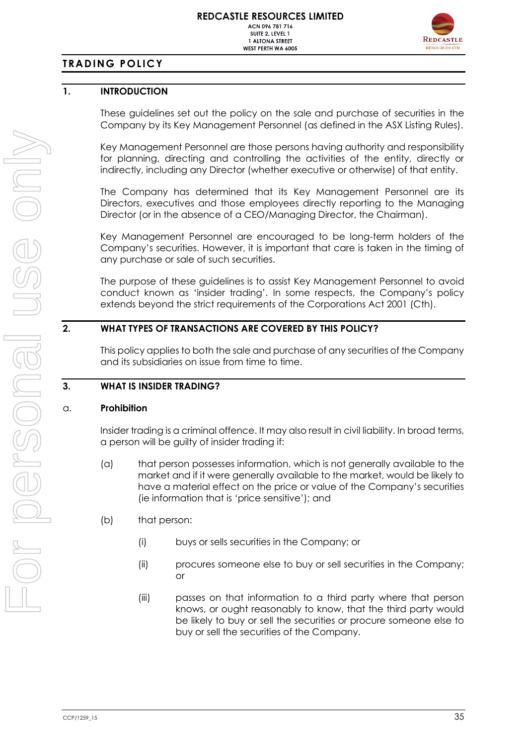**REDCASTLE RESOURCES LIMITED**
ACN 096 781 716
SUITE 2, LEVEL 1
1 ALTONA STREET
WEST PERTH WA 6005

# TRADING POLICY

## 1. INTRODUCTION

These guidelines set out the policy on the sale and purchase of securities in the Company by its Key Management Personnel (as defined in the ASX Listing Rules).

Key Management Personnel are those persons having authority and responsibility for planning, directing and controlling the activities of the entity, directly or indirectly, including any Director (whether executive or otherwise) of that entity.

The Company has determined that its Key Management Personnel are its Directors, executives and those employees directly reporting to the Managing Director (or in the absence of a CEO/Managing Director, the Chairman).

Key Management Personnel are encouraged to be long-term holders of the Company's securities. However, it is important that care is taken in the timing of any purchase or sale of such securities.

The purpose of these guidelines is to assist Key Management Personnel to avoid conduct known as 'insider trading'. In some respects, the Company's policy extends beyond the strict requirements of the Corporations Act 2001 (Cth).

## 2. WHAT TYPES OF TRANSACTIONS ARE COVERED BY THIS POLICY?

This policy applies to both the sale and purchase of any securities of the Company and its subsidiaries on issue from time to time.

## 3. WHAT IS INSIDER TRADING?

### a. Prohibition

Insider trading is a criminal offence. It may also result in civil liability. In broad terms, a person will be guilty of insider trading if:

(a) that person possesses information, which is not generally available to the market and if it were generally available to the market, would be likely to have a material effect on the price or value of the Company's securities (ie information that is 'price sensitive'); and

(b) that person:

  (i) buys or sells securities in the Company; or

  (ii) procures someone else to buy or sell securities in the Company; or

  (iii) passes on that information to a third party where that person knows, or ought reasonably to know, that the third party would be likely to buy or sell the securities or procure someone else to buy or sell the securities of the Company.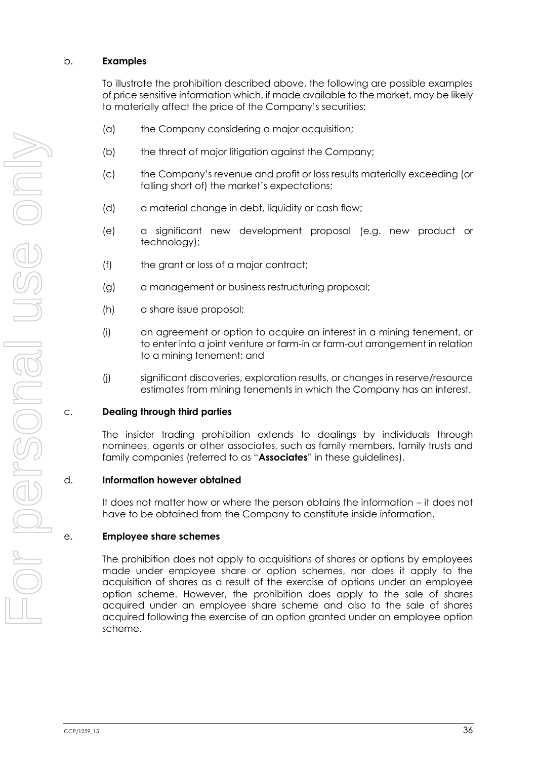b. **Examples**

To illustrate the prohibition described above, the following are possible examples of price sensitive information which, if made available to the market, may be likely to materially affect the price of the Company's securities:

(a) the Company considering a major acquisition;

(b) the threat of major litigation against the Company;

(c) the Company's revenue and profit or loss results materially exceeding (or falling short of) the market's expectations;

(d) a material change in debt, liquidity or cash flow;

(e) a significant new development proposal (e.g. new product or technology);

(f) the grant or loss of a major contract;

(g) a management or business restructuring proposal;

(h) a share issue proposal;

(i) an agreement or option to acquire an interest in a mining tenement, or to enter into a joint venture or farm-in or farm-out arrangement in relation to a mining tenement; and

(j) significant discoveries, exploration results, or changes in reserve/resource estimates from mining tenements in which the Company has an interest.

c. **Dealing through third parties**

The insider trading prohibition extends to dealings by individuals through nominees, agents or other associates, such as family members, family trusts and family companies (referred to as "**Associates**" in these guidelines).

d. **Information however obtained**

It does not matter how or where the person obtains the information – it does not have to be obtained from the Company to constitute inside information.

e. **Employee share schemes**

The prohibition does not apply to acquisitions of shares or options by employees made under employee share or option schemes, nor does it apply to the acquisition of shares as a result of the exercise of options under an employee option scheme. However, the prohibition does apply to the sale of shares acquired under an employee share scheme and also to the sale of shares acquired following the exercise of an option granted under an employee option scheme.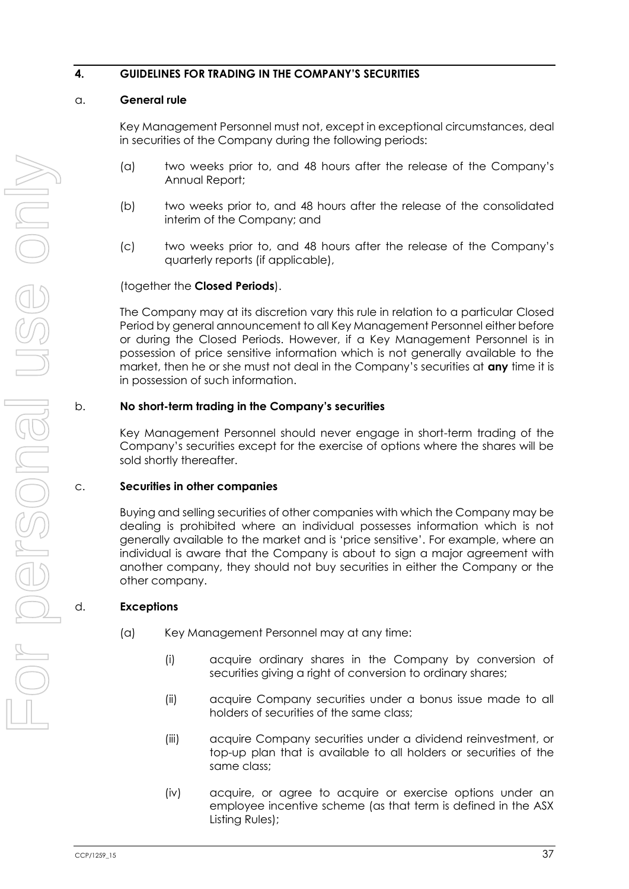## 4. GUIDELINES FOR TRADING IN THE COMPANY'S SECURITIES

### a. General rule

Key Management Personnel must not, except in exceptional circumstances, deal in securities of the Company during the following periods:

(a) two weeks prior to, and 48 hours after the release of the Company's Annual Report;

(b) two weeks prior to, and 48 hours after the release of the consolidated interim of the Company; and

(c) two weeks prior to, and 48 hours after the release of the Company's quarterly reports (if applicable),

(together the **Closed Periods**).

The Company may at its discretion vary this rule in relation to a particular Closed Period by general announcement to all Key Management Personnel either before or during the Closed Periods. However, if a Key Management Personnel is in possession of price sensitive information which is not generally available to the market, then he or she must not deal in the Company's securities at **any** time it is in possession of such information.

### b. No short-term trading in the Company's securities

Key Management Personnel should never engage in short-term trading of the Company's securities except for the exercise of options where the shares will be sold shortly thereafter.

### c. Securities in other companies

Buying and selling securities of other companies with which the Company may be dealing is prohibited where an individual possesses information which is not generally available to the market and is 'price sensitive'. For example, where an individual is aware that the Company is about to sign a major agreement with another company, they should not buy securities in either the Company or the other company.

### d. Exceptions

(a) Key Management Personnel may at any time:

(i) acquire ordinary shares in the Company by conversion of securities giving a right of conversion to ordinary shares;

(ii) acquire Company securities under a bonus issue made to all holders of securities of the same class;

(iii) acquire Company securities under a dividend reinvestment, or top-up plan that is available to all holders or securities of the same class;

(iv) acquire, or agree to acquire or exercise options under an employee incentive scheme (as that term is defined in the ASX Listing Rules);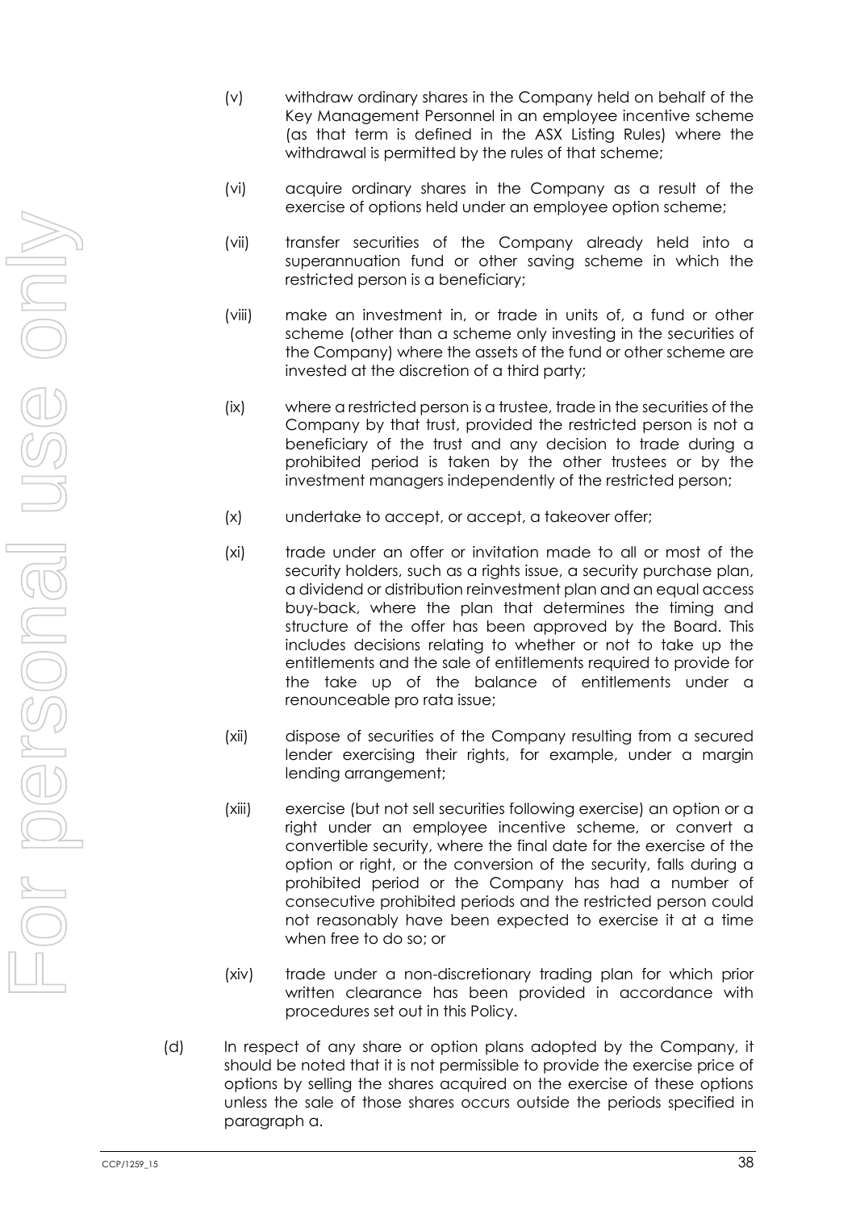(v) withdraw ordinary shares in the Company held on behalf of the Key Management Personnel in an employee incentive scheme (as that term is defined in the ASX Listing Rules) where the withdrawal is permitted by the rules of that scheme;

(vi) acquire ordinary shares in the Company as a result of the exercise of options held under an employee option scheme;

(vii) transfer securities of the Company already held into a superannuation fund or other saving scheme in which the restricted person is a beneficiary;

(viii) make an investment in, or trade in units of, a fund or other scheme (other than a scheme only investing in the securities of the Company) where the assets of the fund or other scheme are invested at the discretion of a third party;

(ix) where a restricted person is a trustee, trade in the securities of the Company by that trust, provided the restricted person is not a beneficiary of the trust and any decision to trade during a prohibited period is taken by the other trustees or by the investment managers independently of the restricted person;

(x) undertake to accept, or accept, a takeover offer;

(xi) trade under an offer or invitation made to all or most of the security holders, such as a rights issue, a security purchase plan, a dividend or distribution reinvestment plan and an equal access buy-back, where the plan that determines the timing and structure of the offer has been approved by the Board. This includes decisions relating to whether or not to take up the entitlements and the sale of entitlements required to provide for the take up of the balance of entitlements under a renounceable pro rata issue;

(xii) dispose of securities of the Company resulting from a secured lender exercising their rights, for example, under a margin lending arrangement;

(xiii) exercise (but not sell securities following exercise) an option or a right under an employee incentive scheme, or convert a convertible security, where the final date for the exercise of the option or right, or the conversion of the security, falls during a prohibited period or the Company has had a number of consecutive prohibited periods and the restricted person could not reasonably have been expected to exercise it at a time when free to do so; or

(xiv) trade under a non-discretionary trading plan for which prior written clearance has been provided in accordance with procedures set out in this Policy.

(d) In respect of any share or option plans adopted by the Company, it should be noted that it is not permissible to provide the exercise price of options by selling the shares acquired on the exercise of these options unless the sale of those shares occurs outside the periods specified in paragraph a.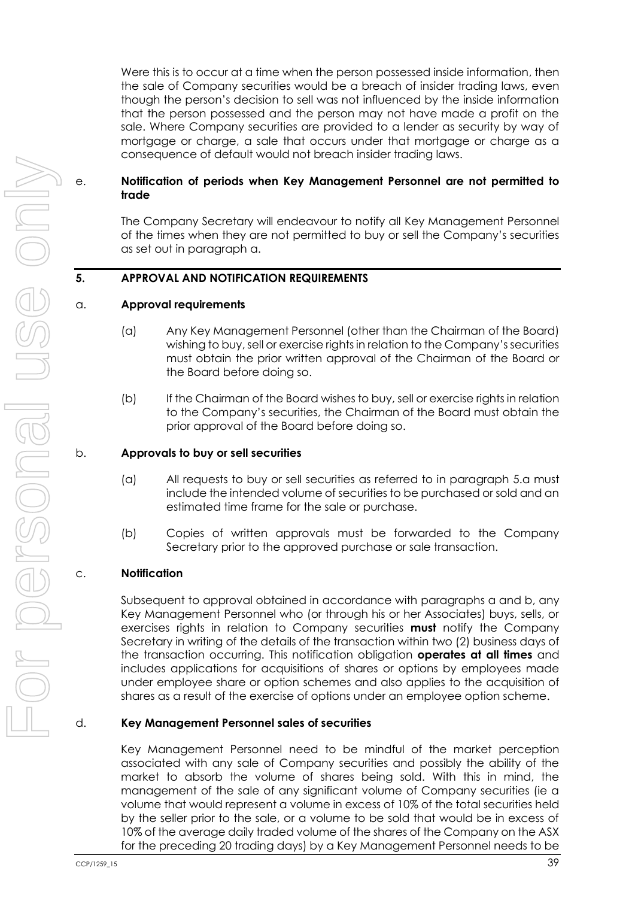Were this is to occur at a time when the person possessed inside information, then the sale of Company securities would be a breach of insider trading laws, even though the person's decision to sell was not influenced by the inside information that the person possessed and the person may not have made a profit on the sale. Where Company securities are provided to a lender as security by way of mortgage or charge, a sale that occurs under that mortgage or charge as a consequence of default would not breach insider trading laws.

e. **Notification of periods when Key Management Personnel are not permitted to trade**

The Company Secretary will endeavour to notify all Key Management Personnel of the times when they are not permitted to buy or sell the Company's securities as set out in paragraph a.

## 5. APPROVAL AND NOTIFICATION REQUIREMENTS

a. **Approval requirements**

(a) Any Key Management Personnel (other than the Chairman of the Board) wishing to buy, sell or exercise rights in relation to the Company's securities must obtain the prior written approval of the Chairman of the Board or the Board before doing so.

(b) If the Chairman of the Board wishes to buy, sell or exercise rights in relation to the Company's securities, the Chairman of the Board must obtain the prior approval of the Board before doing so.

b. **Approvals to buy or sell securities**

(a) All requests to buy or sell securities as referred to in paragraph 5.a must include the intended volume of securities to be purchased or sold and an estimated time frame for the sale or purchase.

(b) Copies of written approvals must be forwarded to the Company Secretary prior to the approved purchase or sale transaction.

c. **Notification**

Subsequent to approval obtained in accordance with paragraphs a and b, any Key Management Personnel who (or through his or her Associates) buys, sells, or exercises rights in relation to Company securities **must** notify the Company Secretary in writing of the details of the transaction within two (2) business days of the transaction occurring. This notification obligation **operates at all times** and includes applications for acquisitions of shares or options by employees made under employee share or option schemes and also applies to the acquisition of shares as a result of the exercise of options under an employee option scheme.

d. **Key Management Personnel sales of securities**

Key Management Personnel need to be mindful of the market perception associated with any sale of Company securities and possibly the ability of the market to absorb the volume of shares being sold. With this in mind, the management of the sale of any significant volume of Company securities (ie a volume that would represent a volume in excess of 10% of the total securities held by the seller prior to the sale, or a volume to be sold that would be in excess of 10% of the average daily traded volume of the shares of the Company on the ASX for the preceding 20 trading days) by a Key Management Personnel needs to be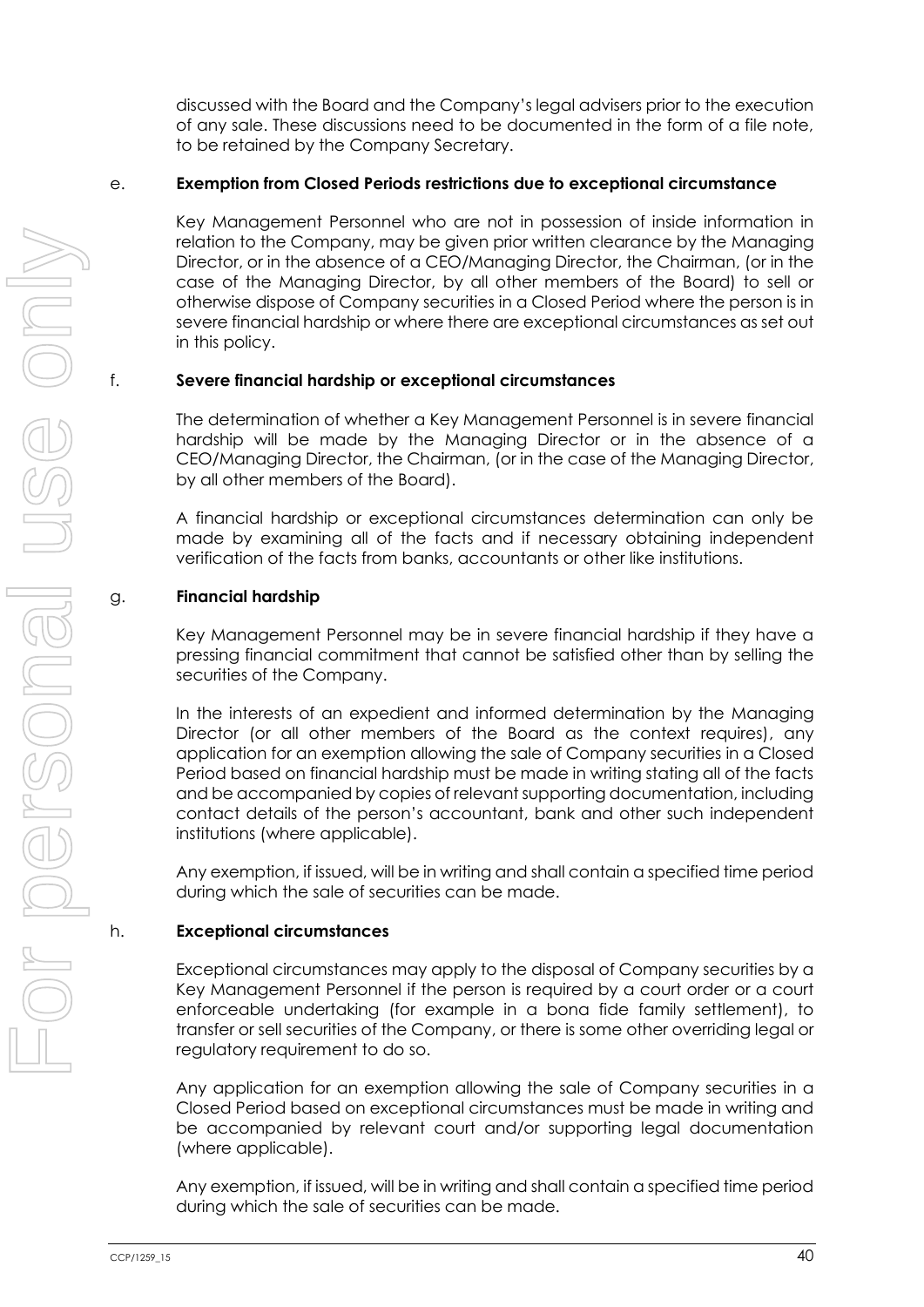discussed with the Board and the Company's legal advisers prior to the execution of any sale. These discussions need to be documented in the form of a file note, to be retained by the Company Secretary.

e. **Exemption from Closed Periods restrictions due to exceptional circumstance**

Key Management Personnel who are not in possession of inside information in relation to the Company, may be given prior written clearance by the Managing Director, or in the absence of a CEO/Managing Director, the Chairman, (or in the case of the Managing Director, by all other members of the Board) to sell or otherwise dispose of Company securities in a Closed Period where the person is in severe financial hardship or where there are exceptional circumstances as set out in this policy.

f. **Severe financial hardship or exceptional circumstances**

The determination of whether a Key Management Personnel is in severe financial hardship will be made by the Managing Director or in the absence of a CEO/Managing Director, the Chairman, (or in the case of the Managing Director, by all other members of the Board).

A financial hardship or exceptional circumstances determination can only be made by examining all of the facts and if necessary obtaining independent verification of the facts from banks, accountants or other like institutions.

g. **Financial hardship**

Key Management Personnel may be in severe financial hardship if they have a pressing financial commitment that cannot be satisfied other than by selling the securities of the Company.

In the interests of an expedient and informed determination by the Managing Director (or all other members of the Board as the context requires), any application for an exemption allowing the sale of Company securities in a Closed Period based on financial hardship must be made in writing stating all of the facts and be accompanied by copies of relevant supporting documentation, including contact details of the person's accountant, bank and other such independent institutions (where applicable).

Any exemption, if issued, will be in writing and shall contain a specified time period during which the sale of securities can be made.

h. **Exceptional circumstances**

Exceptional circumstances may apply to the disposal of Company securities by a Key Management Personnel if the person is required by a court order or a court enforceable undertaking (for example in a bona fide family settlement), to transfer or sell securities of the Company, or there is some other overriding legal or regulatory requirement to do so.

Any application for an exemption allowing the sale of Company securities in a Closed Period based on exceptional circumstances must be made in writing and be accompanied by relevant court and/or supporting legal documentation (where applicable).

Any exemption, if issued, will be in writing and shall contain a specified time period during which the sale of securities can be made.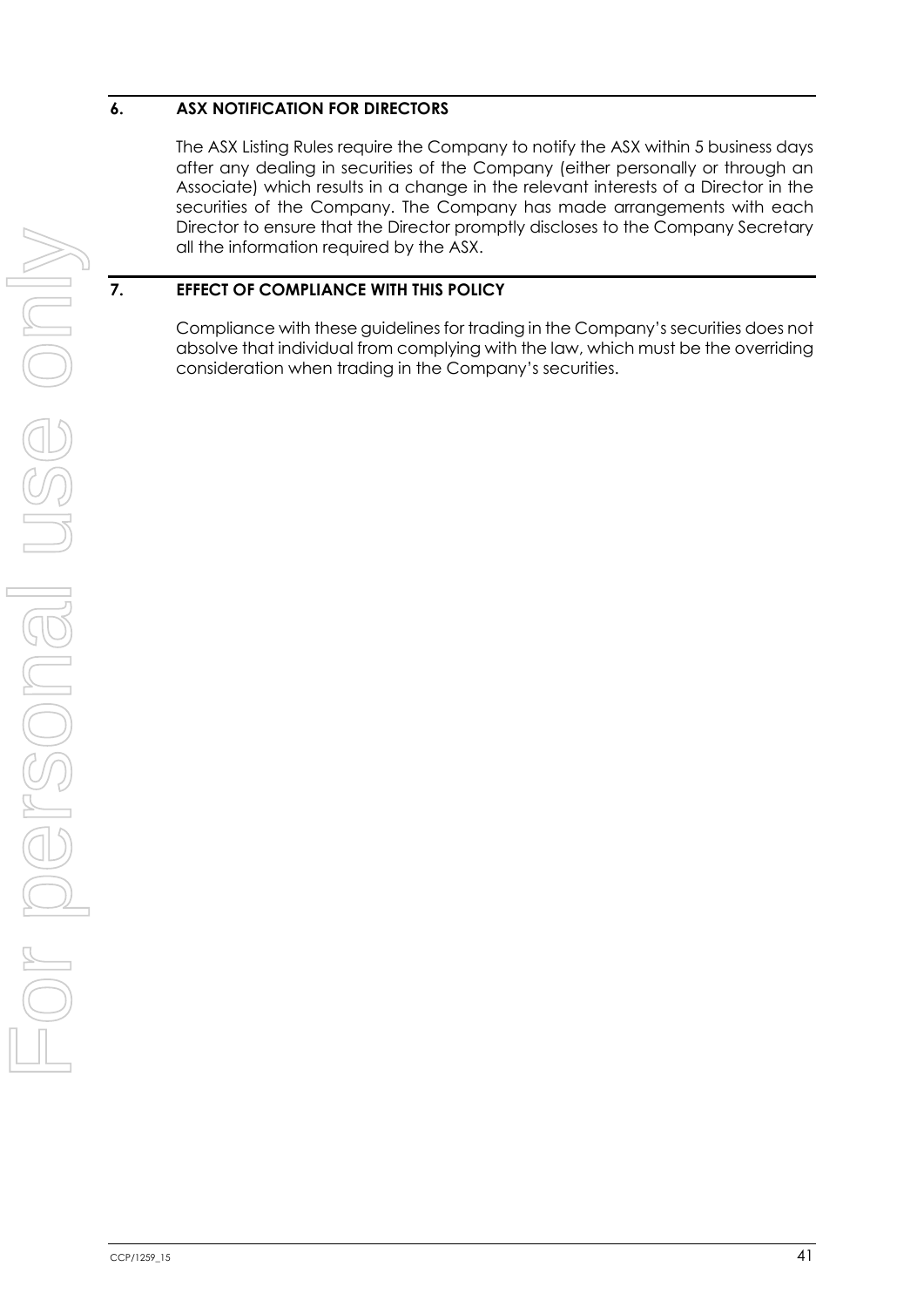## 6. ASX NOTIFICATION FOR DIRECTORS

The ASX Listing Rules require the Company to notify the ASX within 5 business days after any dealing in securities of the Company (either personally or through an Associate) which results in a change in the relevant interests of a Director in the securities of the Company. The Company has made arrangements with each Director to ensure that the Director promptly discloses to the Company Secretary all the information required by the ASX.

## 7. EFFECT OF COMPLIANCE WITH THIS POLICY

Compliance with these guidelines for trading in the Company's securities does not absolve that individual from complying with the law, which must be the overriding consideration when trading in the Company's securities.